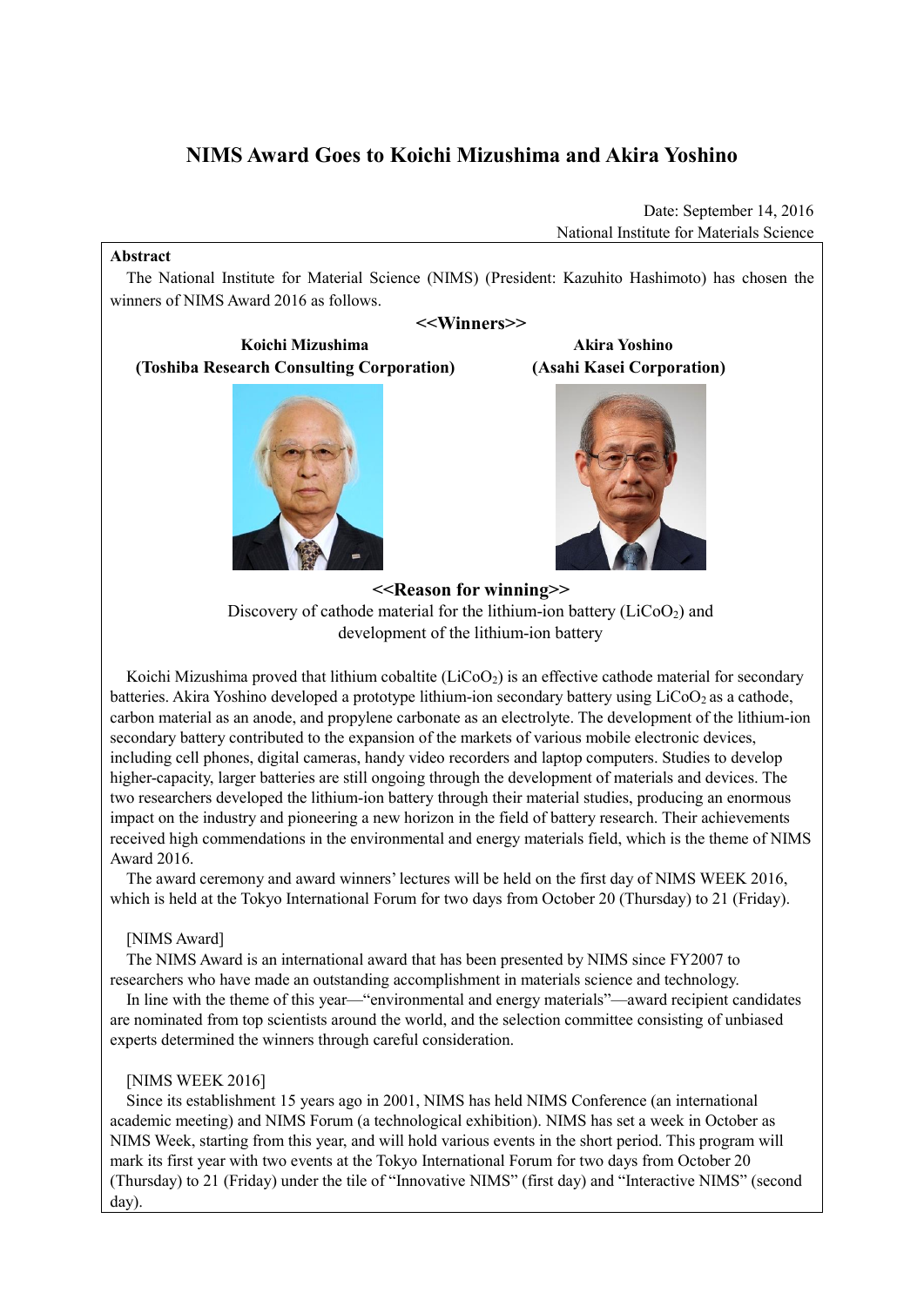# NIMS Award Goes to Koichi Mizushima and Akira Yoshino

Date: September 14, 2016
National Institute for Materials Science

**Abstract**

The National Institute for Material Science (NIMS) (President: Kazuhito Hashimoto) has chosen the winners of NIMS Award 2016 as follows.

**<<Winners>>**

**Koichi Mizushima**
**(Toshiba Research Consulting Corporation)**

**Akira Yoshino**
**(Asahi Kasei Corporation)**

**<<Reason for winning>>**

Discovery of cathode material for the lithium-ion battery ($LiCoO_2$) and development of the lithium-ion battery

Koichi Mizushima proved that lithium cobaltite ($LiCoO_2$) is an effective cathode material for secondary batteries. Akira Yoshino developed a prototype lithium-ion secondary battery using $LiCoO_2$ as a cathode, carbon material as an anode, and propylene carbonate as an electrolyte. The development of the lithium-ion secondary battery contributed to the expansion of the markets of various mobile electronic devices, including cell phones, digital cameras, handy video recorders and laptop computers. Studies to develop higher-capacity, larger batteries are still ongoing through the development of materials and devices. The two researchers developed the lithium-ion battery through their material studies, producing an enormous impact on the industry and pioneering a new horizon in the field of battery research. Their achievements received high commendations in the environmental and energy materials field, which is the theme of NIMS Award 2016.

The award ceremony and award winners' lectures will be held on the first day of NIMS WEEK 2016, which is held at the Tokyo International Forum for two days from October 20 (Thursday) to 21 (Friday).

[NIMS Award]

The NIMS Award is an international award that has been presented by NIMS since FY2007 to researchers who have made an outstanding accomplishment in materials science and technology.

In line with the theme of this year—"environmental and energy materials"—award recipient candidates are nominated from top scientists around the world, and the selection committee consisting of unbiased experts determined the winners through careful consideration.

[NIMS WEEK 2016]

Since its establishment 15 years ago in 2001, NIMS has held NIMS Conference (an international academic meeting) and NIMS Forum (a technological exhibition). NIMS has set a week in October as NIMS Week, starting from this year, and will hold various events in the short period. This program will mark its first year with two events at the Tokyo International Forum for two days from October 20 (Thursday) to 21 (Friday) under the tile of "Innovative NIMS" (first day) and "Interactive NIMS" (second day).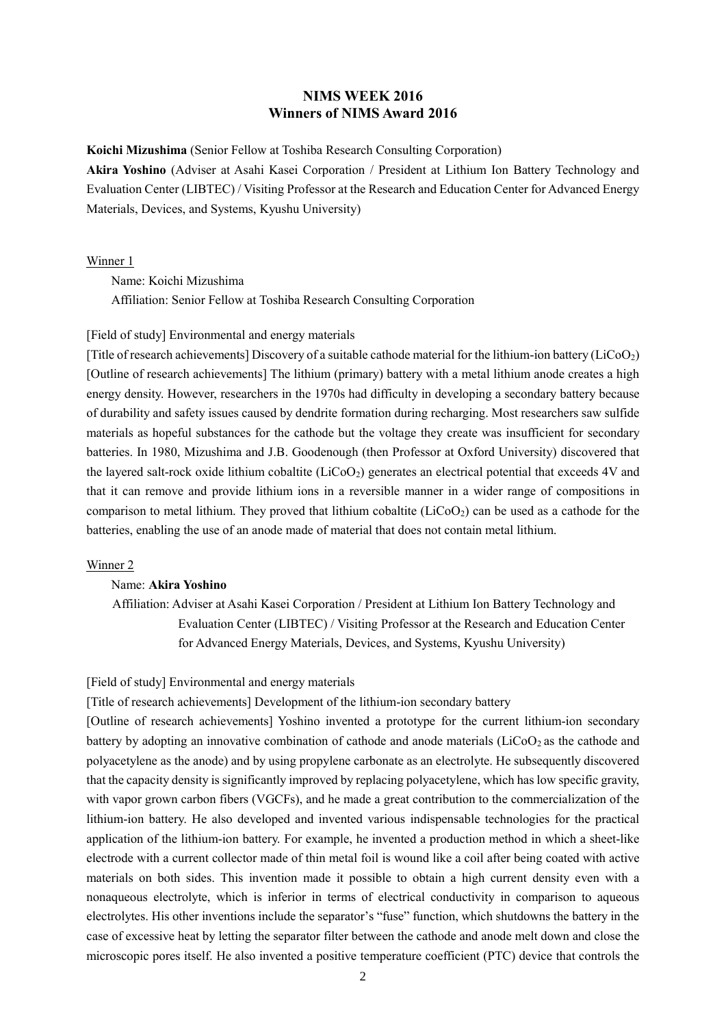## NIMS WEEK 2016
## Winners of NIMS Award 2016

**Koichi Mizushima** (Senior Fellow at Toshiba Research Consulting Corporation)

**Akira Yoshino** (Adviser at Asahi Kasei Corporation / President at Lithium Ion Battery Technology and Evaluation Center (LIBTEC) / Visiting Professor at the Research and Education Center for Advanced Energy Materials, Devices, and Systems, Kyushu University)

Winner 1

Name: Koichi Mizushima

Affiliation: Senior Fellow at Toshiba Research Consulting Corporation

[Field of study] Environmental and energy materials

[Title of research achievements] Discovery of a suitable cathode material for the lithium-ion battery ($LiCoO_2$)

[Outline of research achievements] The lithium (primary) battery with a metal lithium anode creates a high energy density. However, researchers in the 1970s had difficulty in developing a secondary battery because of durability and safety issues caused by dendrite formation during recharging. Most researchers saw sulfide materials as hopeful substances for the cathode but the voltage they create was insufficient for secondary batteries. In 1980, Mizushima and J.B. Goodenough (then Professor at Oxford University) discovered that the layered salt-rock oxide lithium cobaltite ($LiCoO_2$) generates an electrical potential that exceeds 4V and that it can remove and provide lithium ions in a reversible manner in a wider range of compositions in comparison to metal lithium. They proved that lithium cobaltite ($LiCoO_2$) can be used as a cathode for the batteries, enabling the use of an anode made of material that does not contain metal lithium.

Winner 2

Name: **Akira Yoshino**

Affiliation: Adviser at Asahi Kasei Corporation / President at Lithium Ion Battery Technology and Evaluation Center (LIBTEC) / Visiting Professor at the Research and Education Center for Advanced Energy Materials, Devices, and Systems, Kyushu University)

[Field of study] Environmental and energy materials

[Title of research achievements] Development of the lithium-ion secondary battery

[Outline of research achievements] Yoshino invented a prototype for the current lithium-ion secondary battery by adopting an innovative combination of cathode and anode materials ($LiCoO_2$ as the cathode and polyacetylene as the anode) and by using propylene carbonate as an electrolyte. He subsequently discovered that the capacity density is significantly improved by replacing polyacetylene, which has low specific gravity, with vapor grown carbon fibers (VGCFs), and he made a great contribution to the commercialization of the lithium-ion battery. He also developed and invented various indispensable technologies for the practical application of the lithium-ion battery. For example, he invented a production method in which a sheet-like electrode with a current collector made of thin metal foil is wound like a coil after being coated with active materials on both sides. This invention made it possible to obtain a high current density even with a nonaqueous electrolyte, which is inferior in terms of electrical conductivity in comparison to aqueous electrolytes. His other inventions include the separator's "fuse" function, which shutdowns the battery in the case of excessive heat by letting the separator filter between the cathode and anode melt down and close the microscopic pores itself. He also invented a positive temperature coefficient (PTC) device that controls the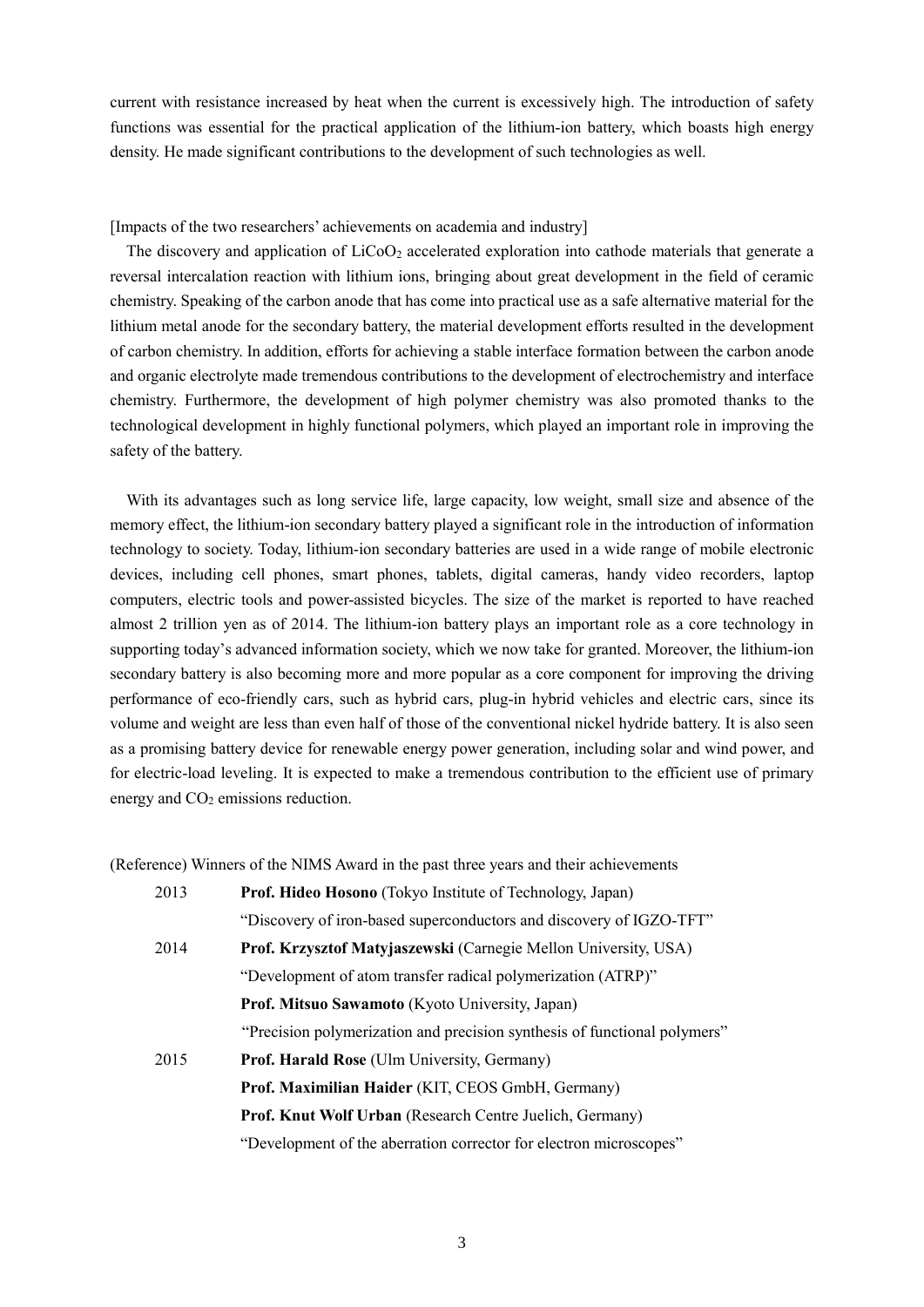current with resistance increased by heat when the current is excessively high. The introduction of safety functions was essential for the practical application of the lithium-ion battery, which boasts high energy density. He made significant contributions to the development of such technologies as well.

[Impacts of the two researchers' achievements on academia and industry]

The discovery and application of $LiCoO_2$ accelerated exploration into cathode materials that generate a reversal intercalation reaction with lithium ions, bringing about great development in the field of ceramic chemistry. Speaking of the carbon anode that has come into practical use as a safe alternative material for the lithium metal anode for the secondary battery, the material development efforts resulted in the development of carbon chemistry. In addition, efforts for achieving a stable interface formation between the carbon anode and organic electrolyte made tremendous contributions to the development of electrochemistry and interface chemistry. Furthermore, the development of high polymer chemistry was also promoted thanks to the technological development in highly functional polymers, which played an important role in improving the safety of the battery.

With its advantages such as long service life, large capacity, low weight, small size and absence of the memory effect, the lithium-ion secondary battery played a significant role in the introduction of information technology to society. Today, lithium-ion secondary batteries are used in a wide range of mobile electronic devices, including cell phones, smart phones, tablets, digital cameras, handy video recorders, laptop computers, electric tools and power-assisted bicycles. The size of the market is reported to have reached almost 2 trillion yen as of 2014. The lithium-ion battery plays an important role as a core technology in supporting today's advanced information society, which we now take for granted. Moreover, the lithium-ion secondary battery is also becoming more and more popular as a core component for improving the driving performance of eco-friendly cars, such as hybrid cars, plug-in hybrid vehicles and electric cars, since its volume and weight are less than even half of those of the conventional nickel hydride battery. It is also seen as a promising battery device for renewable energy power generation, including solar and wind power, and for electric-load leveling. It is expected to make a tremendous contribution to the efficient use of primary energy and $CO_2$ emissions reduction.

(Reference) Winners of the NIMS Award in the past three years and their achievements

2013 **Prof. Hideo Hosono** (Tokyo Institute of Technology, Japan)
"Discovery of iron-based superconductors and discovery of IGZO-TFT"

2014 **Prof. Krzysztof Matyjaszewski** (Carnegie Mellon University, USA)
"Development of atom transfer radical polymerization (ATRP)"
**Prof. Mitsuo Sawamoto** (Kyoto University, Japan)
"Precision polymerization and precision synthesis of functional polymers"

2015 **Prof. Harald Rose** (Ulm University, Germany)
**Prof. Maximilian Haider** (KIT, CEOS GmbH, Germany)
**Prof. Knut Wolf Urban** (Research Centre Juelich, Germany)
"Development of the aberration corrector for electron microscopes"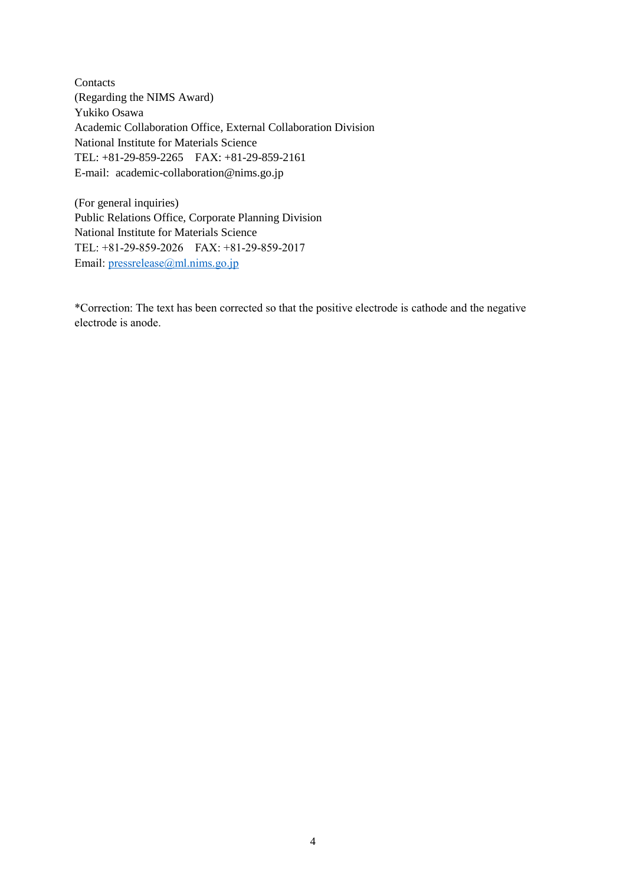Contacts

(Regarding the NIMS Award)
Yukiko Osawa
Academic Collaboration Office, External Collaboration Division
National Institute for Materials Science
TEL: +81-29-859-2265 FAX: +81-29-859-2161
E-mail: academic-collaboration@nims.go.jp

(For general inquiries)
Public Relations Office, Corporate Planning Division
National Institute for Materials Science
TEL: +81-29-859-2026 FAX: +81-29-859-2017
Email: pressrelease@ml.nims.go.jp

*Correction: The text has been corrected so that the positive electrode is cathode and the negative electrode is anode.